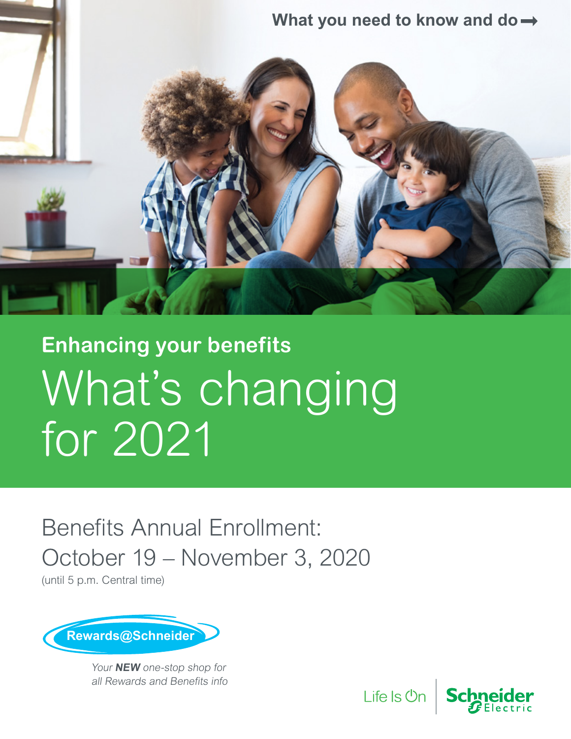What you need to know and do →

## Enhancing your benefits

# What's changing for 2021

Benefits Annual Enrollment:
October 19 – November 3, 2020
(until 5 p.m. Central time)

Rewards@Schneider

*Your **NEW** one-stop shop for all Rewards and Benefits info*

Life Is On | Schneider Electric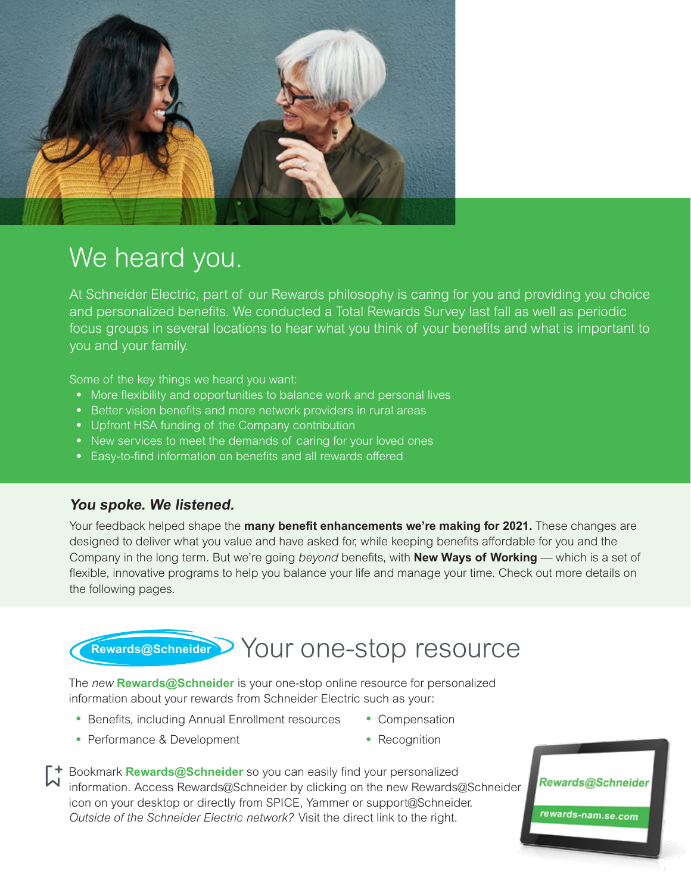# We heard you.

At Schneider Electric, part of our Rewards philosophy is caring for you and providing you choice and personalized benefits. We conducted a Total Rewards Survey last fall as well as periodic focus groups in several locations to hear what you think of your benefits and what is important to you and your family.

Some of the key things we heard you want:

- More flexibility and opportunities to balance work and personal lives
- Better vision benefits and more network providers in rural areas
- Upfront HSA funding of the Company contribution
- New services to meet the demands of caring for your loved ones
- Easy-to-find information on benefits and all rewards offered

## *You spoke. We listened.*

Your feedback helped shape the **many benefit enhancements we're making for 2021.** These changes are designed to deliver what you value and have asked for, while keeping benefits affordable for you and the Company in the long term. But we're going *beyond* benefits, with **New Ways of Working** — which is a set of flexible, innovative programs to help you balance your life and manage your time. Check out more details on the following pages.

## Rewards@Schneider Your one-stop resource

The *new* **Rewards@Schneider** is your one-stop online resource for personalized information about your rewards from Schneider Electric such as your:

- Benefits, including Annual Enrollment resources
- Performance & Development
- Compensation
- Recognition

Bookmark **Rewards@Schneider** so you can easily find your personalized information. Access Rewards@Schneider by clicking on the new Rewards@Schneider icon on your desktop or directly from SPICE, Yammer or support@Schneider. *Outside of the Schneider Electric network?* Visit the direct link to the right.

Rewards@Schneider

rewards-nam.se.com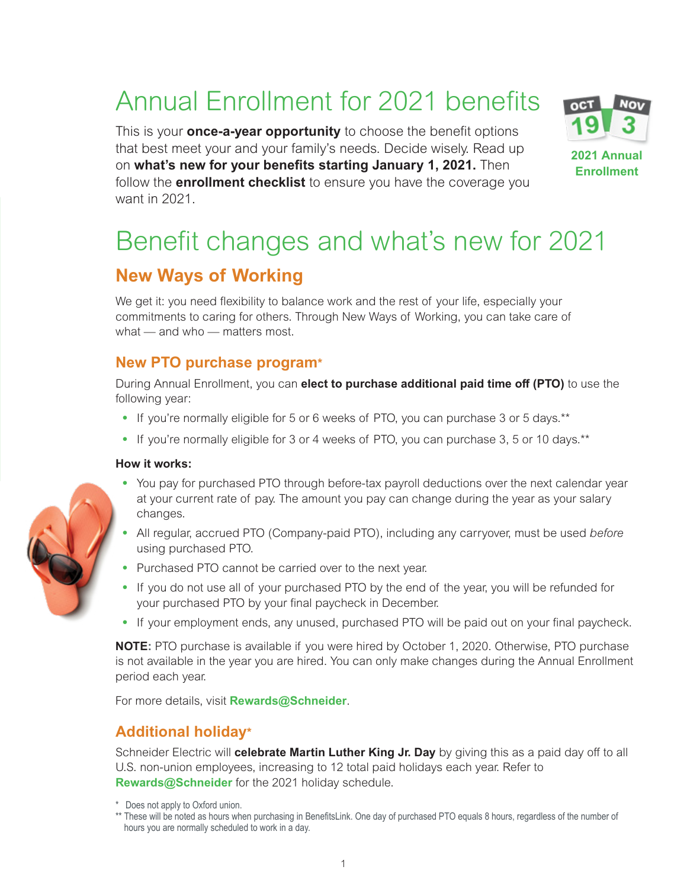# Annual Enrollment for 2021 benefits

This is your **once-a-year opportunity** to choose the benefit options that best meet your and your family's needs. Decide wisely. Read up on **what's new for your benefits starting January 1, 2021.** Then follow the **enrollment checklist** to ensure you have the coverage you want in 2021.

OCT 19 – NOV 3

**2021 Annual Enrollment**

# Benefit changes and what's new for 2021

## New Ways of Working

We get it: you need flexibility to balance work and the rest of your life, especially your commitments to caring for others. Through New Ways of Working, you can take care of what — and who — matters most.

### New PTO purchase program*

During Annual Enrollment, you can **elect to purchase additional paid time off (PTO)** to use the following year:

- If you're normally eligible for 5 or 6 weeks of PTO, you can purchase 3 or 5 days.**
- If you're normally eligible for 3 or 4 weeks of PTO, you can purchase 3, 5 or 10 days.**

**How it works:**

- You pay for purchased PTO through before-tax payroll deductions over the next calendar year at your current rate of pay. The amount you pay can change during the year as your salary changes.
- All regular, accrued PTO (Company-paid PTO), including any carryover, must be used *before* using purchased PTO.
- Purchased PTO cannot be carried over to the next year.
- If you do not use all of your purchased PTO by the end of the year, you will be refunded for your purchased PTO by your final paycheck in December.
- If your employment ends, any unused, purchased PTO will be paid out on your final paycheck.

**NOTE:** PTO purchase is available if you were hired by October 1, 2020. Otherwise, PTO purchase is not available in the year you are hired. You can only make changes during the Annual Enrollment period each year.

For more details, visit **Rewards@Schneider**.

### Additional holiday*

Schneider Electric will **celebrate Martin Luther King Jr. Day** by giving this as a paid day off to all U.S. non-union employees, increasing to 12 total paid holidays each year. Refer to **Rewards@Schneider** for the 2021 holiday schedule.

\* Does not apply to Oxford union.

** These will be noted as hours when purchasing in BenefitsLink. One day of purchased PTO equals 8 hours, regardless of the number of hours you are normally scheduled to work in a day.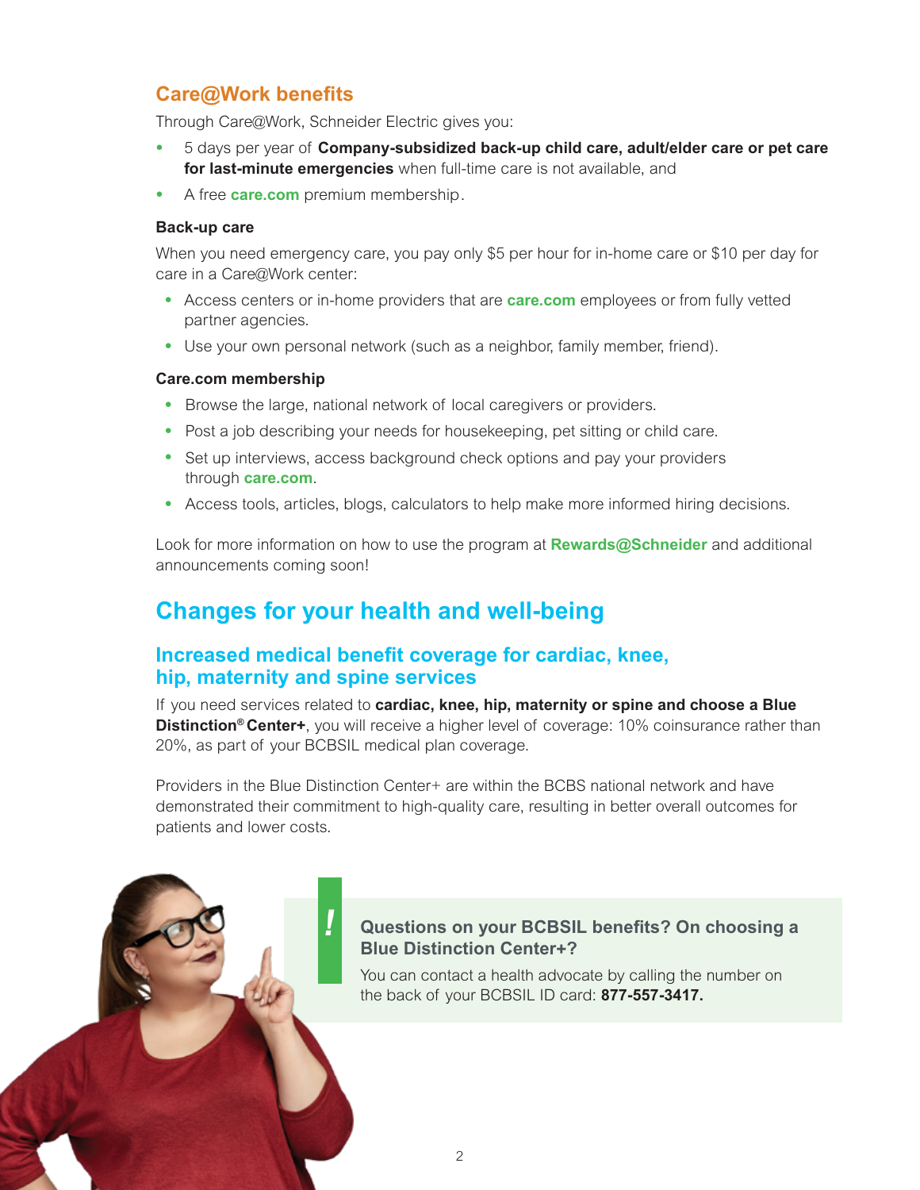## Care@Work benefits

Through Care@Work, Schneider Electric gives you:

- 5 days per year of **Company-subsidized back-up child care, adult/elder care or pet care for last-minute emergencies** when full-time care is not available, and
- A free **care.com** premium membership.

#### Back-up care

When you need emergency care, you pay only $5 per hour for in-home care or $10 per day for care in a Care@Work center:

- Access centers or in-home providers that are **care.com** employees or from fully vetted partner agencies.
- Use your own personal network (such as a neighbor, family member, friend).

#### Care.com membership

- Browse the large, national network of local caregivers or providers.
- Post a job describing your needs for housekeeping, pet sitting or child care.
- Set up interviews, access background check options and pay your providers through **care.com**.
- Access tools, articles, blogs, calculators to help make more informed hiring decisions.

Look for more information on how to use the program at **Rewards@Schneider** and additional announcements coming soon!

# Changes for your health and well-being

## Increased medical benefit coverage for cardiac, knee, hip, maternity and spine services

If you need services related to **cardiac, knee, hip, maternity or spine and choose a Blue Distinction® Center+**, you will receive a higher level of coverage: 10% coinsurance rather than 20%, as part of your BCBSIL medical plan coverage.

Providers in the Blue Distinction Center+ are within the BCBS national network and have demonstrated their commitment to high-quality care, resulting in better overall outcomes for patients and lower costs.

> **!**
>
> **Questions on your BCBSIL benefits? On choosing a Blue Distinction Center+?**
>
> You can contact a health advocate by calling the number on the back of your BCBSIL ID card: **877-557-3417.**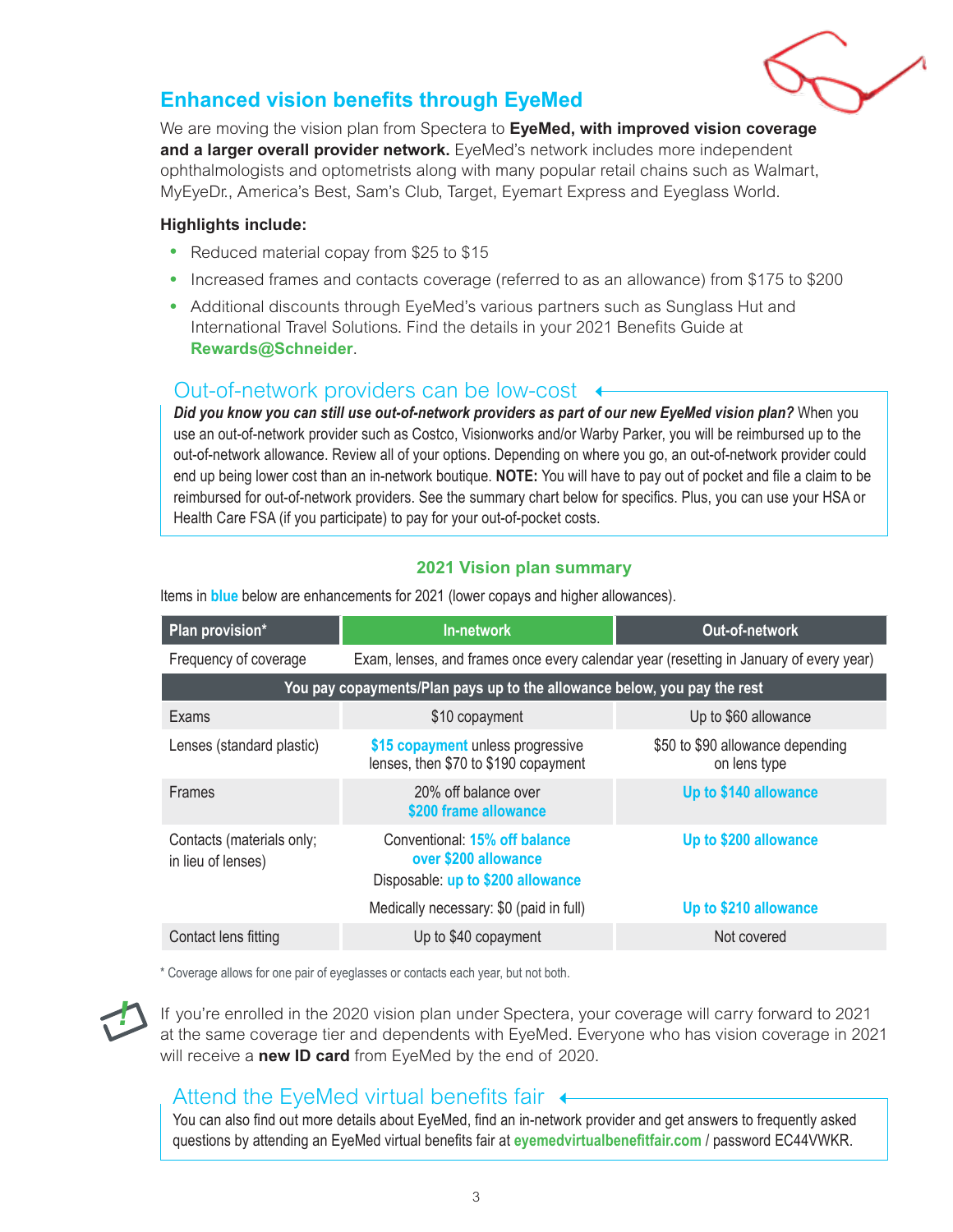## Enhanced vision benefits through EyeMed

We are moving the vision plan from Spectera to **EyeMed, with improved vision coverage and a larger overall provider network.** EyeMed's network includes more independent ophthalmologists and optometrists along with many popular retail chains such as Walmart, MyEyeDr., America's Best, Sam's Club, Target, Eyemart Express and Eyeglass World.

**Highlights include:**

- Reduced material copay from $25 to $15
- Increased frames and contacts coverage (referred to as an allowance) from $175 to $200
- Additional discounts through EyeMed's various partners such as Sunglass Hut and International Travel Solutions. Find the details in your 2021 Benefits Guide at **Rewards@Schneider**.

### Out-of-network providers can be low-cost

***Did you know you can still use out-of-network providers as part of our new EyeMed vision plan?*** When you use an out-of-network provider such as Costco, Visionworks and/or Warby Parker, you will be reimbursed up to the out-of-network allowance. Review all of your options. Depending on where you go, an out-of-network provider could end up being lower cost than an in-network boutique. **NOTE:** You will have to pay out of pocket and file a claim to be reimbursed for out-of-network providers. See the summary chart below for specifics. Plus, you can use your HSA or Health Care FSA (if you participate) to pay for your out-of-pocket costs.

### 2021 Vision plan summary

Items in blue below are enhancements for 2021 (lower copays and higher allowances).

| Plan provision* | In-network | Out-of-network |
|---|---|---|
| Frequency of coverage | Exam, lenses, and frames once every calendar year (resetting in January of every year) | |
| **You pay copayments/Plan pays up to the allowance below, you pay the rest** | | |
| Exams | $10 copayment | Up to $60 allowance |
| Lenses (standard plastic) | $15 copayment unless progressive lenses, then $70 to $190 copayment | $50 to $90 allowance depending on lens type |
| Frames | 20% off balance over $200 frame allowance | Up to $140 allowance |
| Contacts (materials only; in lieu of lenses) | Conventional: 15% off balance over $200 allowance<br>Disposable: up to $200 allowance | Up to $200 allowance |
| | Medically necessary: $0 (paid in full) | Up to $210 allowance |
| Contact lens fitting | Up to $40 copayment | Not covered |

* Coverage allows for one pair of eyeglasses or contacts each year, but not both.

If you're enrolled in the 2020 vision plan under Spectera, your coverage will carry forward to 2021 at the same coverage tier and dependents with EyeMed. Everyone who has vision coverage in 2021 will receive a **new ID card** from EyeMed by the end of 2020.

### Attend the EyeMed virtual benefits fair

You can also find out more details about EyeMed, find an in-network provider and get answers to frequently asked questions by attending an EyeMed virtual benefits fair at **eyemedvirtualbenefitfair.com** / password EC44VWKR.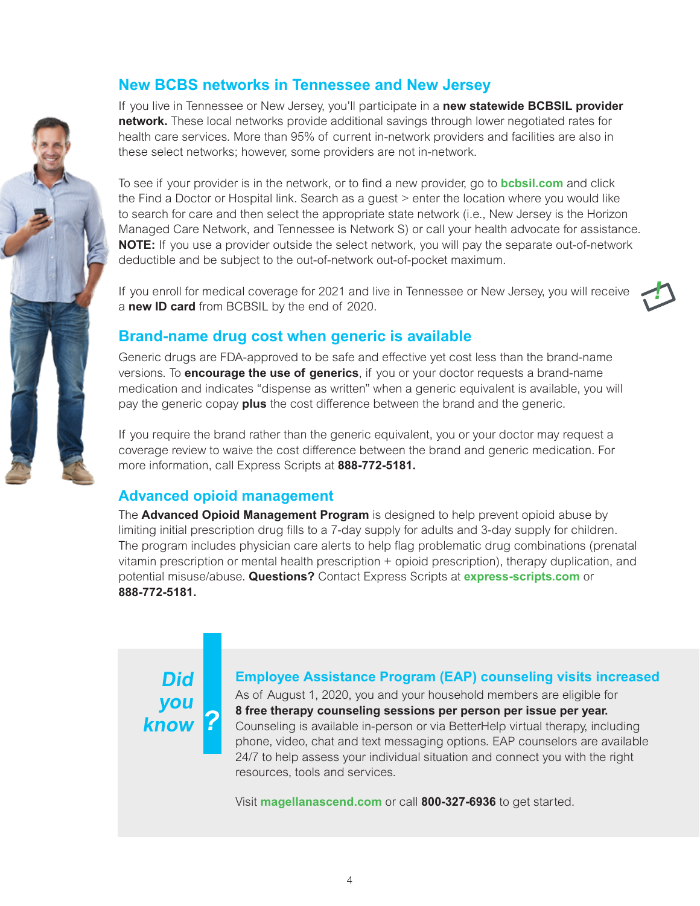## New BCBS networks in Tennessee and New Jersey

If you live in Tennessee or New Jersey, you'll participate in a **new statewide BCBSIL provider network.** These local networks provide additional savings through lower negotiated rates for health care services. More than 95% of current in-network providers and facilities are also in these select networks; however, some providers are not in-network.

To see if your provider is in the network, or to find a new provider, go to **bcbsil.com** and click the Find a Doctor or Hospital link. Search as a guest > enter the location where you would like to search for care and then select the appropriate state network (i.e., New Jersey is the Horizon Managed Care Network, and Tennessee is Network S) or call your health advocate for assistance. **NOTE:** If you use a provider outside the select network, you will pay the separate out-of-network deductible and be subject to the out-of-network out-of-pocket maximum.

If you enroll for medical coverage for 2021 and live in Tennessee or New Jersey, you will receive a **new ID card** from BCBSIL by the end of 2020.

## Brand-name drug cost when generic is available

Generic drugs are FDA-approved to be safe and effective yet cost less than the brand-name versions. To **encourage the use of generics**, if you or your doctor requests a brand-name medication and indicates "dispense as written" when a generic equivalent is available, you will pay the generic copay **plus** the cost difference between the brand and the generic.

If you require the brand rather than the generic equivalent, you or your doctor may request a coverage review to waive the cost difference between the brand and generic medication. For more information, call Express Scripts at **888-772-5181.**

## Advanced opioid management

The **Advanced Opioid Management Program** is designed to help prevent opioid abuse by limiting initial prescription drug fills to a 7-day supply for adults and 3-day supply for children. The program includes physician care alerts to help flag problematic drug combinations (prenatal vitamin prescription or mental health prescription + opioid prescription), therapy duplication, and potential misuse/abuse. **Questions?** Contact Express Scripts at **express-scripts.com** or **888-772-5181.**

*Did you know?*

### Employee Assistance Program (EAP) counseling visits increased

As of August 1, 2020, you and your household members are eligible for **8 free therapy counseling sessions per person per issue per year.** Counseling is available in-person or via BetterHelp virtual therapy, including phone, video, chat and text messaging options. EAP counselors are available 24/7 to help assess your individual situation and connect you with the right resources, tools and services.

Visit **magellanascend.com** or call **800-327-6936** to get started.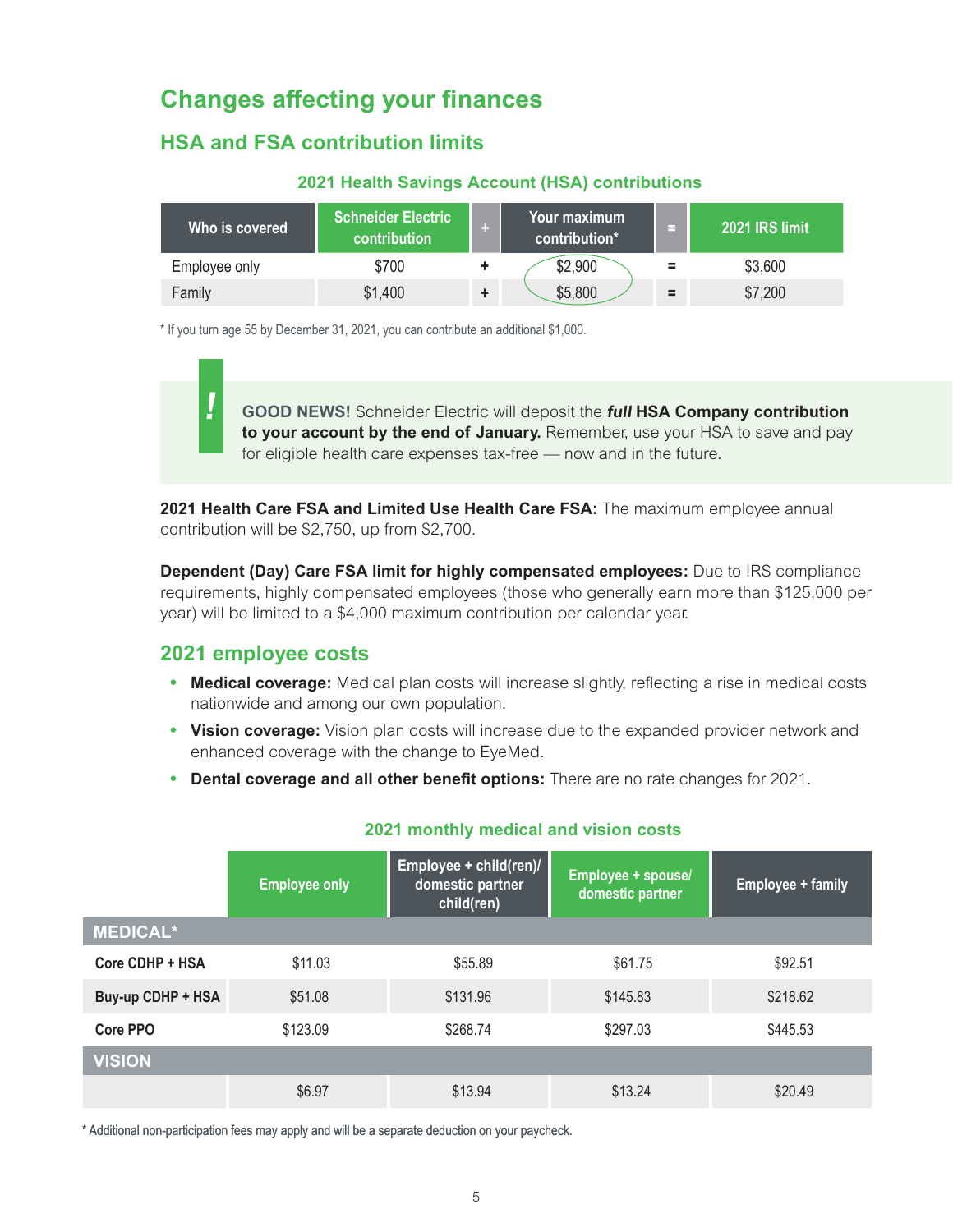# Changes affecting your finances

## HSA and FSA contribution limits

### 2021 Health Savings Account (HSA) contributions

| Who is covered | Schneider Electric contribution | + | Your maximum contribution* | = | 2021 IRS limit |
|---|---|---|---|---|---|
| Employee only | $700 | + | $2,900 | = | $3,600 |
| Family | $1,400 | + | $5,800 | = | $7,200 |

* If you turn age 55 by December 31, 2021, you can contribute an additional $1,000.

> **!** **GOOD NEWS!** Schneider Electric will deposit the ***full*** **HSA Company contribution to your account by the end of January.** Remember, use your HSA to save and pay for eligible health care expenses tax-free — now and in the future.

**2021 Health Care FSA and Limited Use Health Care FSA:** The maximum employee annual contribution will be $2,750, up from $2,700.

**Dependent (Day) Care FSA limit for highly compensated employees:** Due to IRS compliance requirements, highly compensated employees (those who generally earn more than $125,000 per year) will be limited to a $4,000 maximum contribution per calendar year.

## 2021 employee costs

- **Medical coverage:** Medical plan costs will increase slightly, reflecting a rise in medical costs nationwide and among our own population.
- **Vision coverage:** Vision plan costs will increase due to the expanded provider network and enhanced coverage with the change to EyeMed.
- **Dental coverage and all other benefit options:** There are no rate changes for 2021.

### 2021 monthly medical and vision costs

| | Employee only | Employee + child(ren)/ domestic partner child(ren) | Employee + spouse/ domestic partner | Employee + family |
|---|---|---|---|---|
| **MEDICAL*** | | | | |
| Core CDHP + HSA | $11.03 | $55.89 | $61.75 | $92.51 |
| Buy-up CDHP + HSA | $51.08 | $131.96 | $145.83 | $218.62 |
| Core PPO | $123.09 | $268.74 | $297.03 | $445.53 |
| **VISION** | | | | |
| | $6.97 | $13.94 | $13.24 | $20.49 |

* Additional non-participation fees may apply and will be a separate deduction on your paycheck.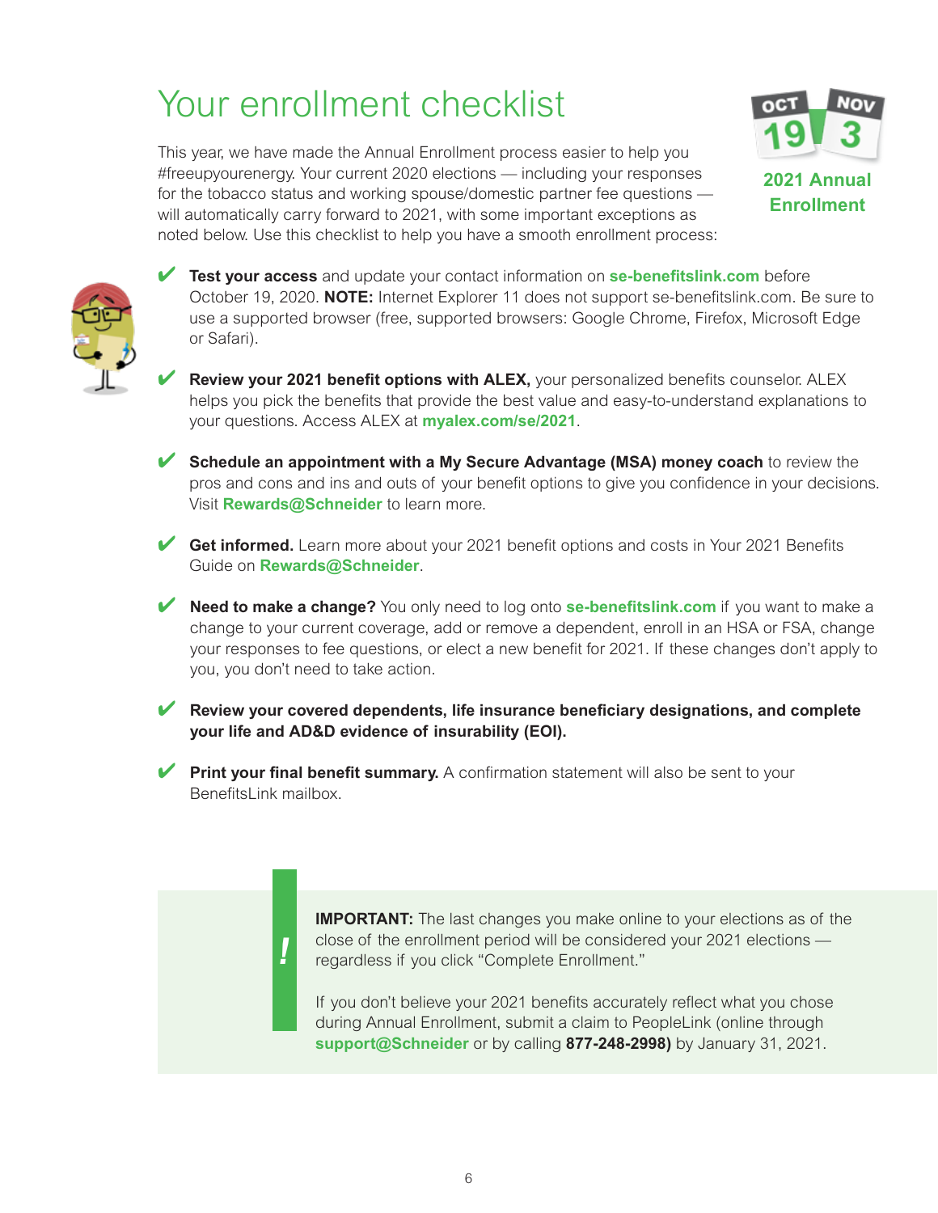# Your enrollment checklist

OCT 19 – NOV 3

**2021 Annual Enrollment**

This year, we have made the Annual Enrollment process easier to help you #freeupyourenergy. Your current 2020 elections — including your responses for the tobacco status and working spouse/domestic partner fee questions — will automatically carry forward to 2021, with some important exceptions as noted below. Use this checklist to help you have a smooth enrollment process:

- ✔ **Test your access** and update your contact information on **se-benefitslink.com** before October 19, 2020. **NOTE:** Internet Explorer 11 does not support se-benefitslink.com. Be sure to use a supported browser (free, supported browsers: Google Chrome, Firefox, Microsoft Edge or Safari).
- ✔ **Review your 2021 benefit options with ALEX,** your personalized benefits counselor. ALEX helps you pick the benefits that provide the best value and easy-to-understand explanations to your questions. Access ALEX at **myalex.com/se/2021**.
- ✔ **Schedule an appointment with a My Secure Advantage (MSA) money coach** to review the pros and cons and ins and outs of your benefit options to give you confidence in your decisions. Visit **Rewards@Schneider** to learn more.
- ✔ **Get informed.** Learn more about your 2021 benefit options and costs in Your 2021 Benefits Guide on **Rewards@Schneider**.
- ✔ **Need to make a change?** You only need to log onto **se-benefitslink.com** if you want to make a change to your current coverage, add or remove a dependent, enroll in an HSA or FSA, change your responses to fee questions, or elect a new benefit for 2021. If these changes don't apply to you, you don't need to take action.
- ✔ **Review your covered dependents, life insurance beneficiary designations, and complete your life and AD&D evidence of insurability (EOI).**
- ✔ **Print your final benefit summary.** A confirmation statement will also be sent to your BenefitsLink mailbox.

> **!**
>
> **IMPORTANT:** The last changes you make online to your elections as of the close of the enrollment period will be considered your 2021 elections — regardless if you click "Complete Enrollment."
>
> If you don't believe your 2021 benefits accurately reflect what you chose during Annual Enrollment, submit a claim to PeopleLink (online through **support@Schneider** or by calling **877-248-2998)** by January 31, 2021.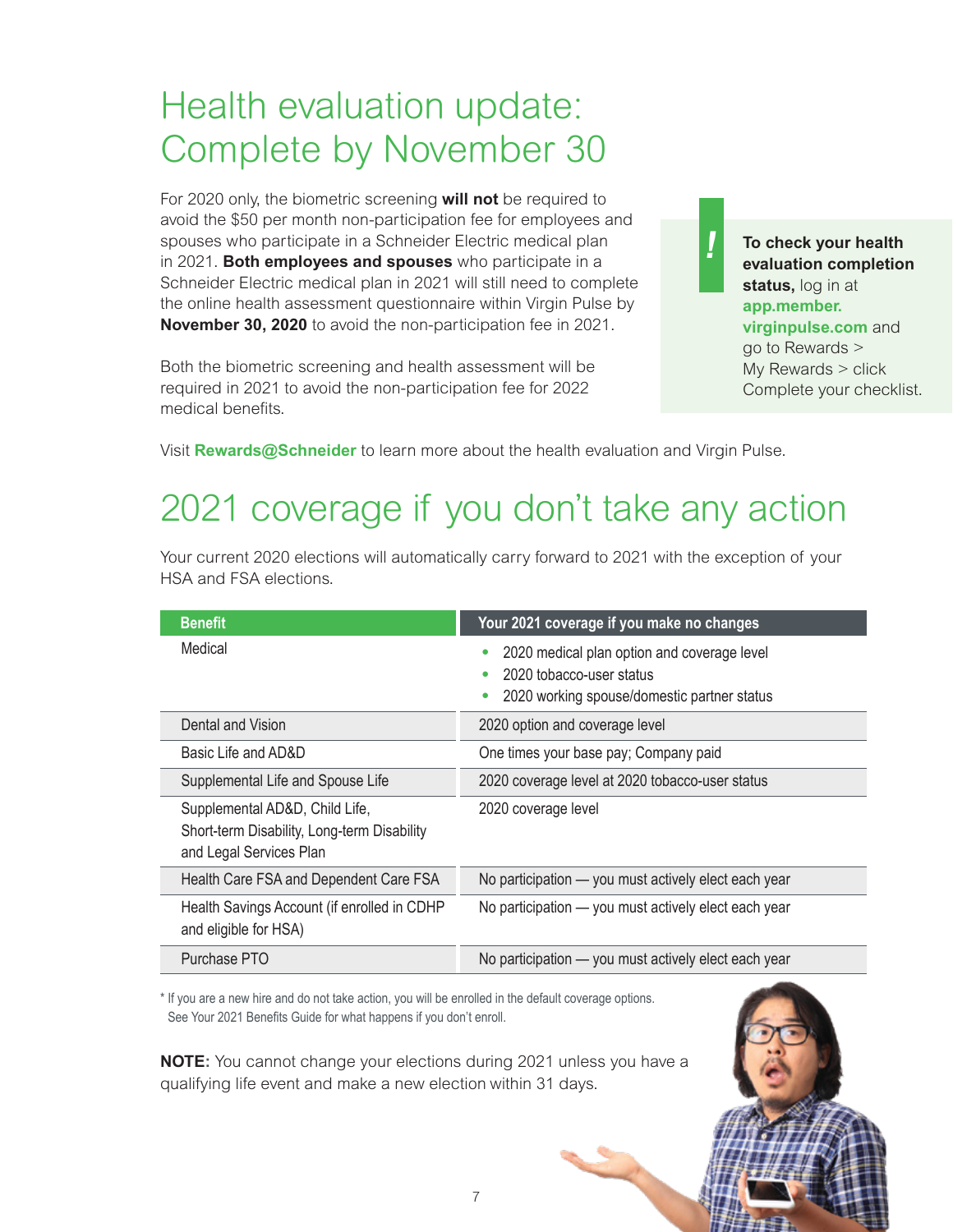# Health evaluation update: Complete by November 30

For 2020 only, the biometric screening **will not** be required to avoid the $50 per month non-participation fee for employees and spouses who participate in a Schneider Electric medical plan in 2021. **Both employees and spouses** who participate in a Schneider Electric medical plan in 2021 will still need to complete the online health assessment questionnaire within Virgin Pulse by **November 30, 2020** to avoid the non-participation fee in 2021.

Both the biometric screening and health assessment will be required in 2021 to avoid the non-participation fee for 2022 medical benefits.

> **!** **To check your health evaluation completion status,** log in at **app.member.virginpulse.com** and go to Rewards > My Rewards > click Complete your checklist.

Visit **Rewards@Schneider** to learn more about the health evaluation and Virgin Pulse.

# 2021 coverage if you don't take any action

Your current 2020 elections will automatically carry forward to 2021 with the exception of your HSA and FSA elections.

| Benefit | Your 2021 coverage if you make no changes |
|---|---|
| Medical | • 2020 medical plan option and coverage level<br>• 2020 tobacco-user status<br>• 2020 working spouse/domestic partner status |
| Dental and Vision | 2020 option and coverage level |
| Basic Life and AD&D | One times your base pay; Company paid |
| Supplemental Life and Spouse Life | 2020 coverage level at 2020 tobacco-user status |
| Supplemental AD&D, Child Life, Short-term Disability, Long-term Disability and Legal Services Plan | 2020 coverage level |
| Health Care FSA and Dependent Care FSA | No participation — you must actively elect each year |
| Health Savings Account (if enrolled in CDHP and eligible for HSA) | No participation — you must actively elect each year |
| Purchase PTO | No participation — you must actively elect each year |

* If you are a new hire and do not take action, you will be enrolled in the default coverage options. See Your 2021 Benefits Guide for what happens if you don't enroll.

**NOTE:** You cannot change your elections during 2021 unless you have a qualifying life event and make a new election within 31 days.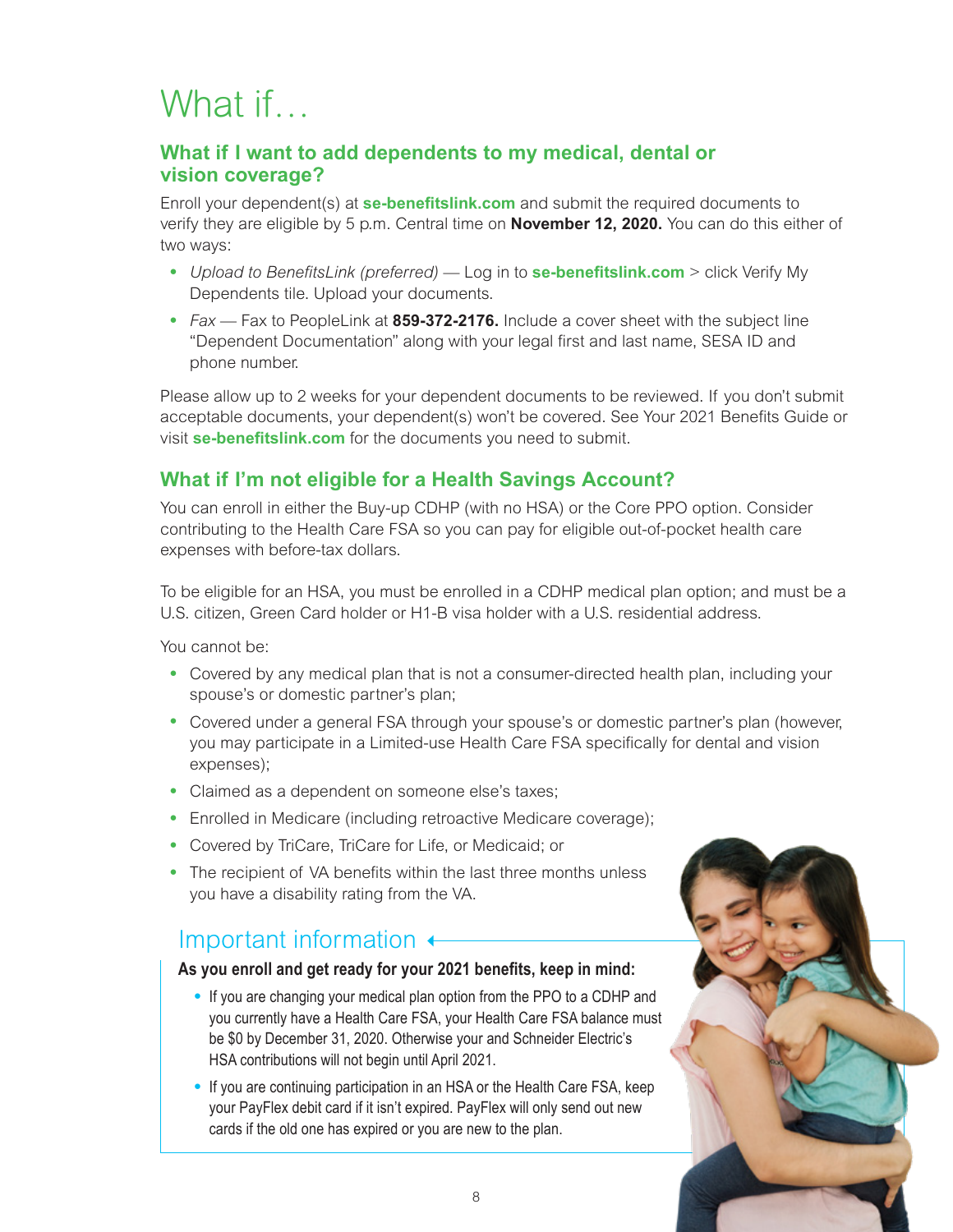# What if…

## What if I want to add dependents to my medical, dental or vision coverage?

Enroll your dependent(s) at **se-benefitslink.com** and submit the required documents to verify they are eligible by 5 p.m. Central time on **November 12, 2020.** You can do this either of two ways:

- *Upload to BenefitsLink (preferred)* — Log in to **se-benefitslink.com** > click Verify My Dependents tile. Upload your documents.
- *Fax* — Fax to PeopleLink at **859-372-2176.** Include a cover sheet with the subject line "Dependent Documentation" along with your legal first and last name, SESA ID and phone number.

Please allow up to 2 weeks for your dependent documents to be reviewed. If you don't submit acceptable documents, your dependent(s) won't be covered. See Your 2021 Benefits Guide or visit **se-benefitslink.com** for the documents you need to submit.

## What if I'm not eligible for a Health Savings Account?

You can enroll in either the Buy-up CDHP (with no HSA) or the Core PPO option. Consider contributing to the Health Care FSA so you can pay for eligible out-of-pocket health care expenses with before-tax dollars.

To be eligible for an HSA, you must be enrolled in a CDHP medical plan option; and must be a U.S. citizen, Green Card holder or H1-B visa holder with a U.S. residential address.

You cannot be:

- Covered by any medical plan that is not a consumer-directed health plan, including your spouse's or domestic partner's plan;
- Covered under a general FSA through your spouse's or domestic partner's plan (however, you may participate in a Limited-use Health Care FSA specifically for dental and vision expenses);
- Claimed as a dependent on someone else's taxes;
- Enrolled in Medicare (including retroactive Medicare coverage);
- Covered by TriCare, TriCare for Life, or Medicaid; or
- The recipient of VA benefits within the last three months unless you have a disability rating from the VA.

## Important information

**As you enroll and get ready for your 2021 benefits, keep in mind:**

- If you are changing your medical plan option from the PPO to a CDHP and you currently have a Health Care FSA, your Health Care FSA balance must be $0 by December 31, 2020. Otherwise your and Schneider Electric's HSA contributions will not begin until April 2021.
- If you are continuing participation in an HSA or the Health Care FSA, keep your PayFlex debit card if it isn't expired. PayFlex will only send out new cards if the old one has expired or you are new to the plan.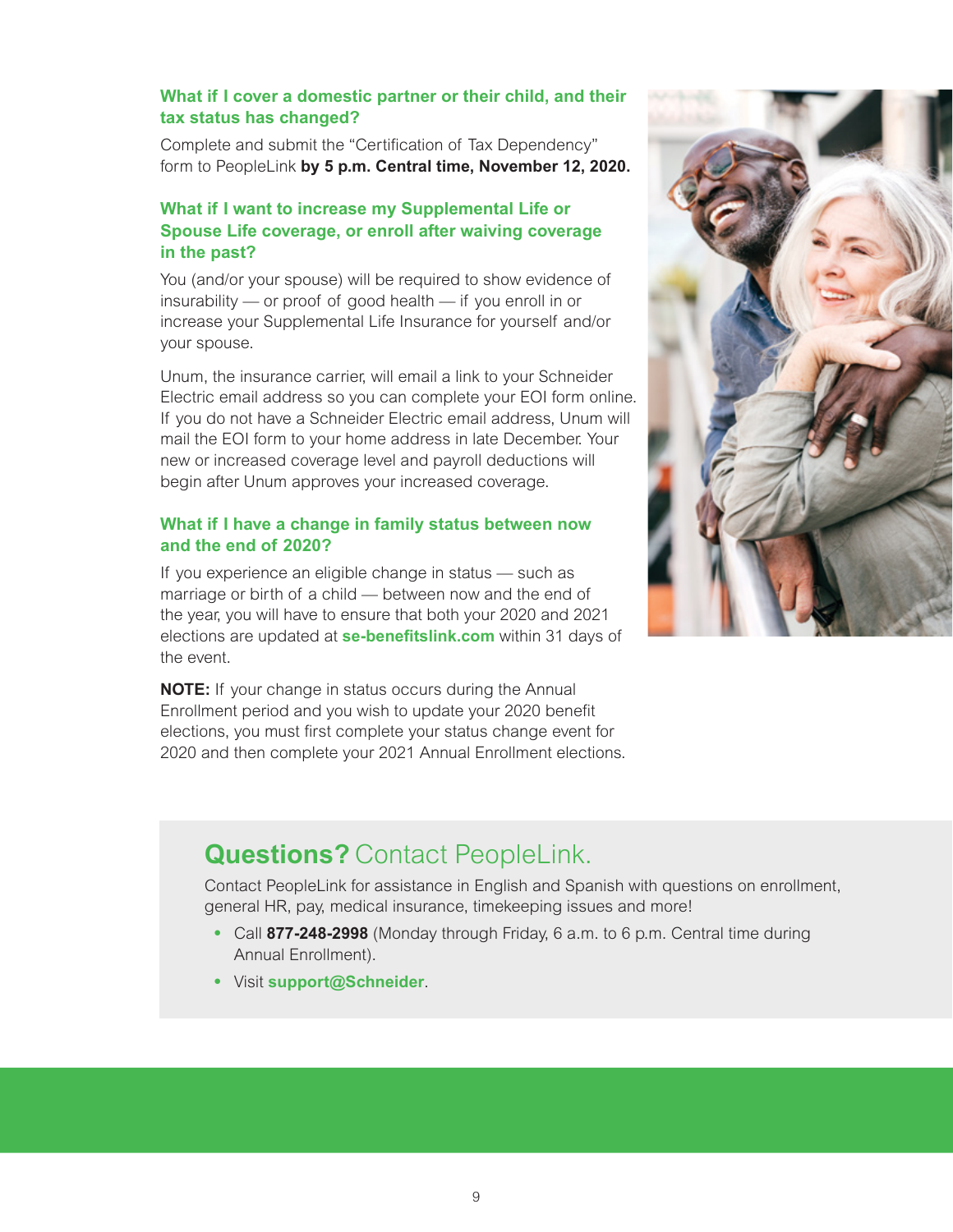### What if I cover a domestic partner or their child, and their tax status has changed?

Complete and submit the "Certification of Tax Dependency" form to PeopleLink **by 5 p.m. Central time, November 12, 2020.**

### What if I want to increase my Supplemental Life or Spouse Life coverage, or enroll after waiving coverage in the past?

You (and/or your spouse) will be required to show evidence of insurability — or proof of good health — if you enroll in or increase your Supplemental Life Insurance for yourself and/or your spouse.

Unum, the insurance carrier, will email a link to your Schneider Electric email address so you can complete your EOI form online. If you do not have a Schneider Electric email address, Unum will mail the EOI form to your home address in late December. Your new or increased coverage level and payroll deductions will begin after Unum approves your increased coverage.

### What if I have a change in family status between now and the end of 2020?

If you experience an eligible change in status — such as marriage or birth of a child — between now and the end of the year, you will have to ensure that both your 2020 and 2021 elections are updated at **se-benefitslink.com** within 31 days of the event.

**NOTE:** If your change in status occurs during the Annual Enrollment period and you wish to update your 2020 benefit elections, you must first complete your status change event for 2020 and then complete your 2021 Annual Enrollment elections.

## **Questions?** Contact PeopleLink.

Contact PeopleLink for assistance in English and Spanish with questions on enrollment, general HR, pay, medical insurance, timekeeping issues and more!

- Call **877-248-2998** (Monday through Friday, 6 a.m. to 6 p.m. Central time during Annual Enrollment).
- Visit **support@Schneider**.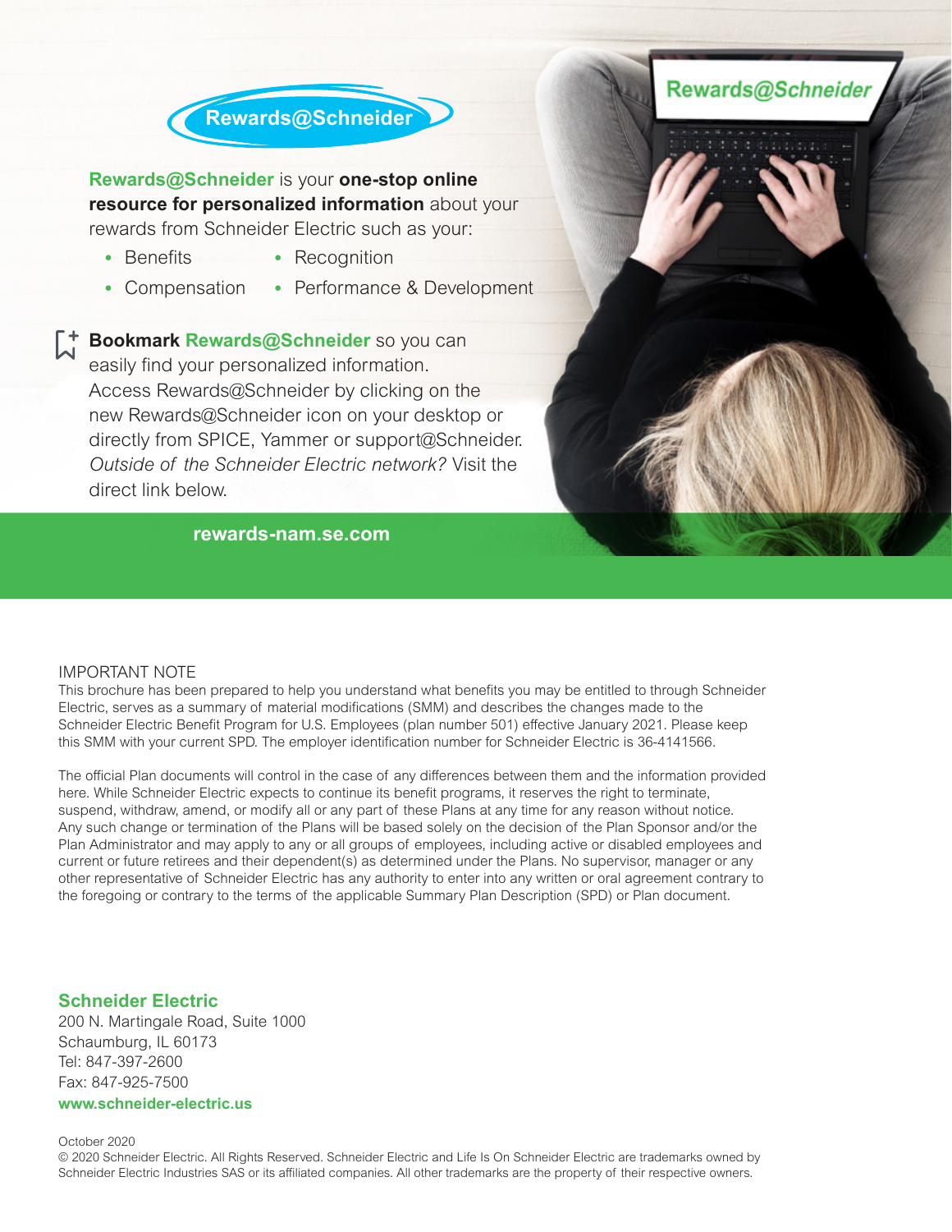# Rewards@Schneider

**Rewards@Schneider** is your **one-stop online resource for personalized information** about your rewards from Schneider Electric such as your:

- Benefits
- Recognition
- Compensation
- Performance & Development

**Bookmark Rewards@Schneider** so you can easily find your personalized information. Access Rewards@Schneider by clicking on the new Rewards@Schneider icon on your desktop or directly from SPICE, Yammer or support@Schneider. *Outside of the Schneider Electric network?* Visit the direct link below.

**rewards-nam.se.com**

IMPORTANT NOTE

This brochure has been prepared to help you understand what benefits you may be entitled to through Schneider Electric, serves as a summary of material modifications (SMM) and describes the changes made to the Schneider Electric Benefit Program for U.S. Employees (plan number 501) effective January 2021. Please keep this SMM with your current SPD. The employer identification number for Schneider Electric is 36-4141566.

The official Plan documents will control in the case of any differences between them and the information provided here. While Schneider Electric expects to continue its benefit programs, it reserves the right to terminate, suspend, withdraw, amend, or modify all or any part of these Plans at any time for any reason without notice. Any such change or termination of the Plans will be based solely on the decision of the Plan Sponsor and/or the Plan Administrator and may apply to any or all groups of employees, including active or disabled employees and current or future retirees and their dependent(s) as determined under the Plans. No supervisor, manager or any other representative of Schneider Electric has any authority to enter into any written or oral agreement contrary to the foregoing or contrary to the terms of the applicable Summary Plan Description (SPD) or Plan document.

**Schneider Electric**
200 N. Martingale Road, Suite 1000
Schaumburg, IL 60173
Tel: 847-397-2600
Fax: 847-925-7500
**www.schneider-electric.us**

October 2020
© 2020 Schneider Electric. All Rights Reserved. Schneider Electric and Life Is On Schneider Electric are trademarks owned by Schneider Electric Industries SAS or its affiliated companies. All other trademarks are the property of their respective owners.